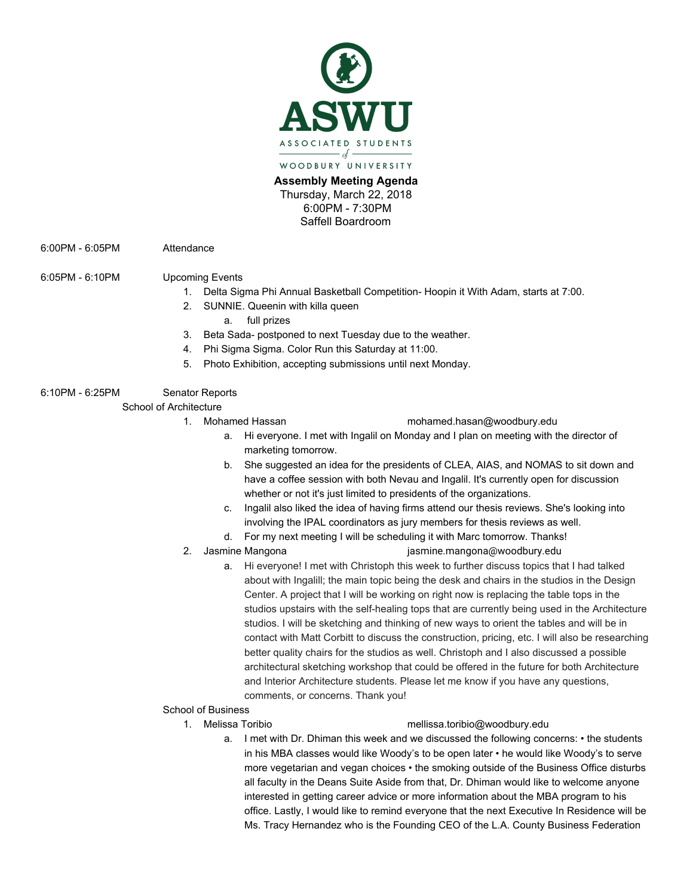# ASWU

ASSOCIATED STUDENTS of WOODBURY UNIVERSITY

**Assembly Meeting Agenda**
Thursday, March 22, 2018
6:00PM - 7:30PM
Saffell Boardroom

6:00PM - 6:05PM Attendance

6:05PM - 6:10PM Upcoming Events

1. Delta Sigma Phi Annual Basketball Competition- Hoopin it With Adam, starts at 7:00.
2. SUNNIE. Queenin with killa queen
   a. full prizes
3. Beta Sada- postponed to next Tuesday due to the weather.
4. Phi Sigma Sigma. Color Run this Saturday at 11:00.
5. Photo Exhibition, accepting submissions until next Monday.

6:10PM - 6:25PM Senator Reports

School of Architecture

1. Mohamed Hassan mohamed.hasan@woodbury.edu
   a. Hi everyone. I met with Ingalil on Monday and I plan on meeting with the director of marketing tomorrow.
   b. She suggested an idea for the presidents of CLEA, AIAS, and NOMAS to sit down and have a coffee session with both Nevau and Ingalil. It's currently open for discussion whether or not it's just limited to presidents of the organizations.
   c. Ingalil also liked the idea of having firms attend our thesis reviews. She's looking into involving the IPAL coordinators as jury members for thesis reviews as well.
   d. For my next meeting I will be scheduling it with Marc tomorrow. Thanks!
2. Jasmine Mangona jasmine.mangona@woodbury.edu
   a. Hi everyone! I met with Christoph this week to further discuss topics that I had talked about with Ingalill; the main topic being the desk and chairs in the studios in the Design Center. A project that I will be working on right now is replacing the table tops in the studios upstairs with the self-healing tops that are currently being used in the Architecture studios. I will be sketching and thinking of new ways to orient the tables and will be in contact with Matt Corbitt to discuss the construction, pricing, etc. I will also be researching better quality chairs for the studios as well. Christoph and I also discussed a possible architectural sketching workshop that could be offered in the future for both Architecture and Interior Architecture students. Please let me know if you have any questions, comments, or concerns. Thank you!

School of Business

1. Melissa Toribio mellissa.toribio@woodbury.edu
   a. I met with Dr. Dhiman this week and we discussed the following concerns: • the students in his MBA classes would like Woody's to be open later • he would like Woody's to serve more vegetarian and vegan choices • the smoking outside of the Business Office disturbs all faculty in the Deans Suite Aside from that, Dr. Dhiman would like to welcome anyone interested in getting career advice or more information about the MBA program to his office. Lastly, I would like to remind everyone that the next Executive In Residence will be Ms. Tracy Hernandez who is the Founding CEO of the L.A. County Business Federation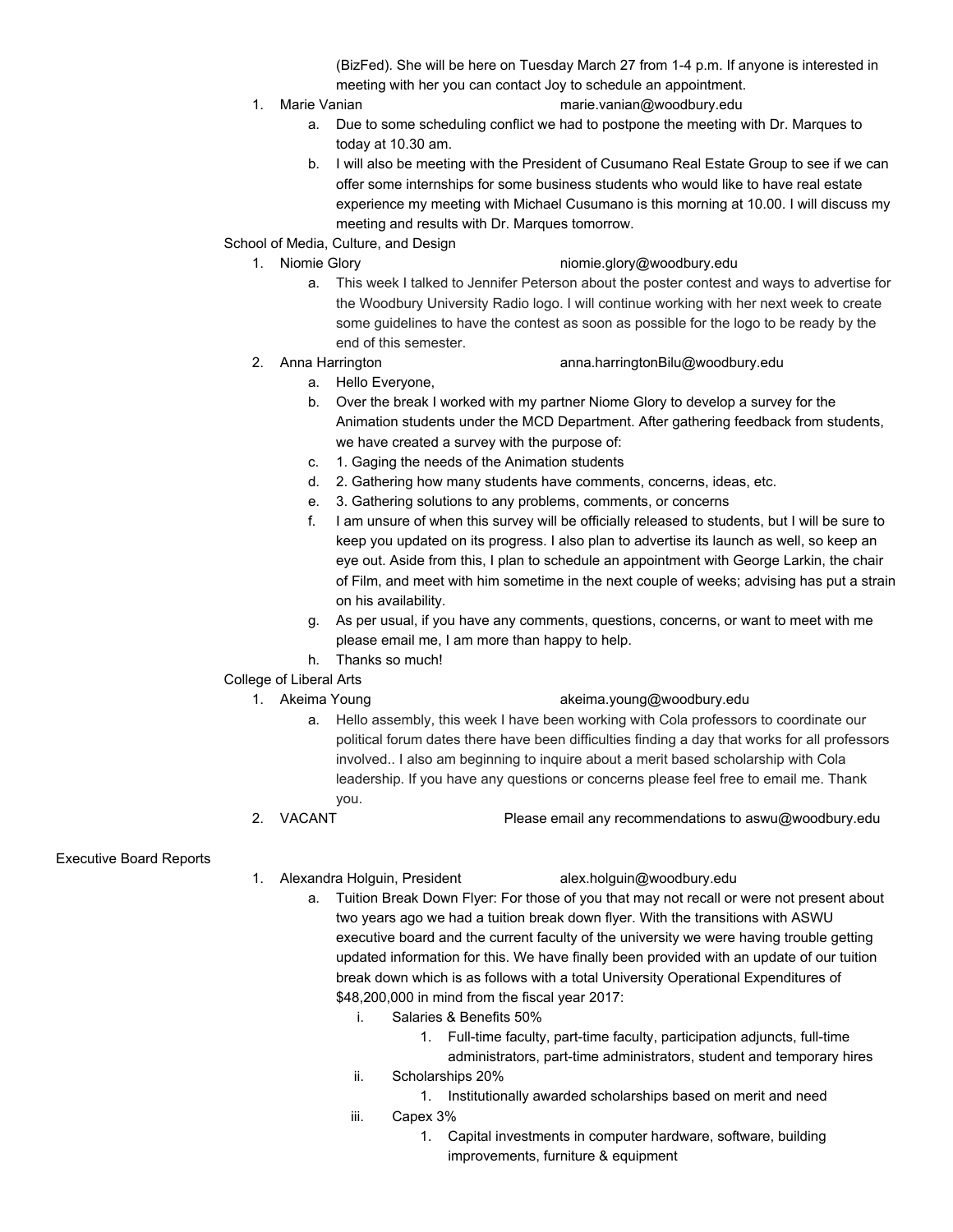(BizFed). She will be here on Tuesday March 27 from 1-4 p.m. If anyone is interested in meeting with her you can contact Joy to schedule an appointment.

1. Marie Vanian marie.vanian@woodbury.edu
   a. Due to some scheduling conflict we had to postpone the meeting with Dr. Marques to today at 10.30 am.
   b. I will also be meeting with the President of Cusumano Real Estate Group to see if we can offer some internships for some business students who would like to have real estate experience my meeting with Michael Cusumano is this morning at 10.00. I will discuss my meeting and results with Dr. Marques tomorrow.

School of Media, Culture, and Design

1. Niomie Glory niomie.glory@woodbury.edu
   a. This week I talked to Jennifer Peterson about the poster contest and ways to advertise for the Woodbury University Radio logo. I will continue working with her next week to create some guidelines to have the contest as soon as possible for the logo to be ready by the end of this semester.
2. Anna Harrington anna.harringtonBilu@woodbury.edu
   a. Hello Everyone,
   b. Over the break I worked with my partner Niome Glory to develop a survey for the Animation students under the MCD Department. After gathering feedback from students, we have created a survey with the purpose of:
   c. 1. Gaging the needs of the Animation students
   d. 2. Gathering how many students have comments, concerns, ideas, etc.
   e. 3. Gathering solutions to any problems, comments, or concerns
   f. I am unsure of when this survey will be officially released to students, but I will be sure to keep you updated on its progress. I also plan to advertise its launch as well, so keep an eye out. Aside from this, I plan to schedule an appointment with George Larkin, the chair of Film, and meet with him sometime in the next couple of weeks; advising has put a strain on his availability.
   g. As per usual, if you have any comments, questions, concerns, or want to meet with me please email me, I am more than happy to help.
   h. Thanks so much!

College of Liberal Arts

1. Akeima Young akeima.young@woodbury.edu
   a. Hello assembly, this week I have been working with Cola professors to coordinate our political forum dates there have been difficulties finding a day that works for all professors involved.. I also am beginning to inquire about a merit based scholarship with Cola leadership. If you have any questions or concerns please feel free to email me. Thank you.
2. VACANT Please email any recommendations to aswu@woodbury.edu

Executive Board Reports

1. Alexandra Holguin, President alex.holguin@woodbury.edu
   a. Tuition Break Down Flyer: For those of you that may not recall or were not present about two years ago we had a tuition break down flyer. With the transitions with ASWU executive board and the current faculty of the university we were having trouble getting updated information for this. We have finally been provided with an update of our tuition break down which is as follows with a total University Operational Expenditures of $48,200,000 in mind from the fiscal year 2017:
      i. Salaries & Benefits 50%
         1. Full-time faculty, part-time faculty, participation adjuncts, full-time administrators, part-time administrators, student and temporary hires
      ii. Scholarships 20%
         1. Institutionally awarded scholarships based on merit and need
      iii. Capex 3%
         1. Capital investments in computer hardware, software, building improvements, furniture & equipment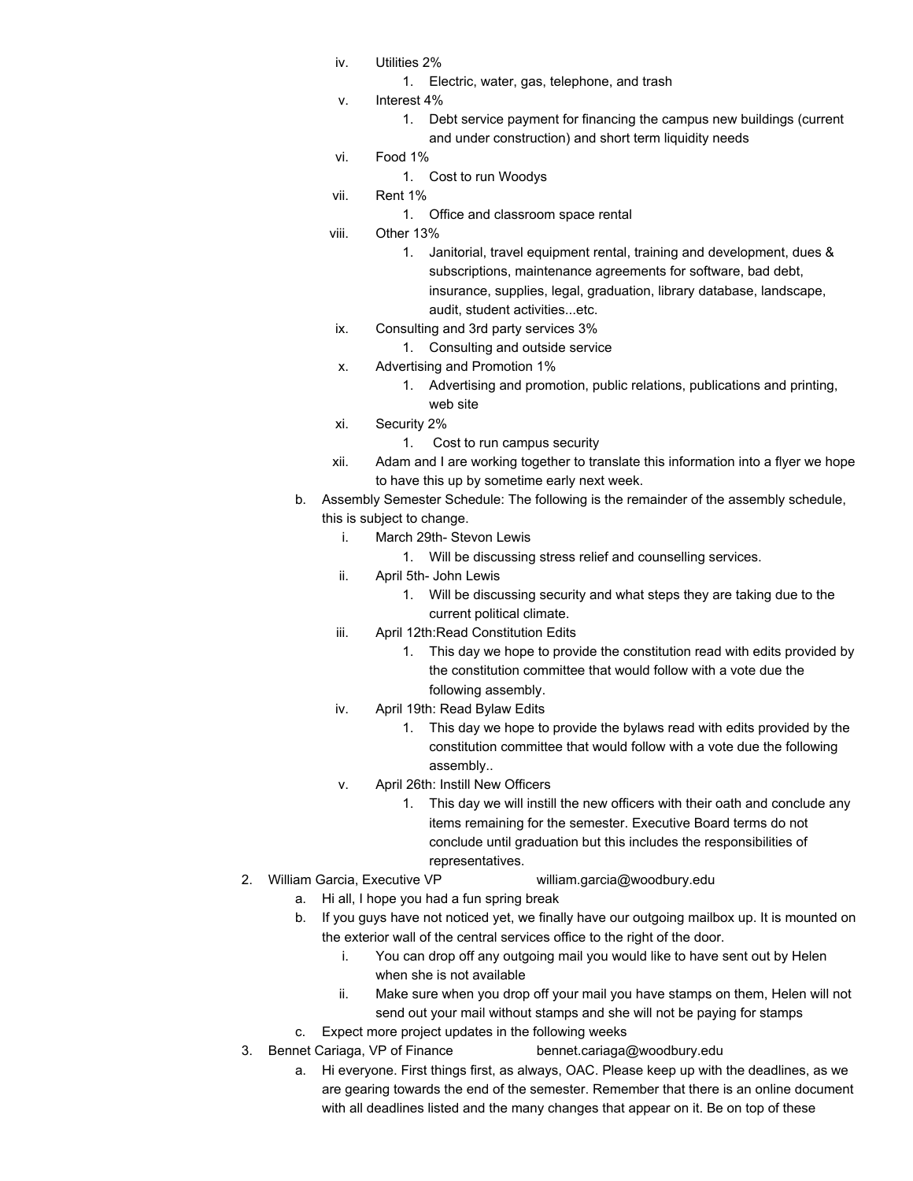- iv. Utilities 2%
     1. Electric, water, gas, telephone, and trash
   - v. Interest 4%
     1. Debt service payment for financing the campus new buildings (current and under construction) and short term liquidity needs
   - vi. Food 1%
     1. Cost to run Woodys
   - vii. Rent 1%
     1. Office and classroom space rental
   - viii. Other 13%
     1. Janitorial, travel equipment rental, training and development, dues & subscriptions, maintenance agreements for software, bad debt, insurance, supplies, legal, graduation, library database, landscape, audit, student activities...etc.
   - ix. Consulting and 3rd party services 3%
     1. Consulting and outside service
   - x. Advertising and Promotion 1%
     1. Advertising and promotion, public relations, publications and printing, web site
   - xi. Security 2%
     1. Cost to run campus security
   - xii. Adam and I are working together to translate this information into a flyer we hope to have this up by sometime early next week.

 b. Assembly Semester Schedule: The following is the remainder of the assembly schedule, this is subject to change.
   - i. March 29th- Stevon Lewis
     1. Will be discussing stress relief and counselling services.
   - ii. April 5th- John Lewis
     1. Will be discussing security and what steps they are taking due to the current political climate.
   - iii. April 12th:Read Constitution Edits
     1. This day we hope to provide the constitution read with edits provided by the constitution committee that would follow with a vote due the following assembly.
   - iv. April 19th: Read Bylaw Edits
     1. This day we hope to provide the bylaws read with edits provided by the constitution committee that would follow with a vote due the following assembly..
   - v. April 26th: Instill New Officers
     1. This day we will instill the new officers with their oath and conclude any items remaining for the semester. Executive Board terms do not conclude until graduation but this includes the responsibilities of representatives.

2. William Garcia, Executive VP william.garcia@woodbury.edu
   - a. Hi all, I hope you had a fun spring break
   - b. If you guys have not noticed yet, we finally have our outgoing mailbox up. It is mounted on the exterior wall of the central services office to the right of the door.
     - i. You can drop off any outgoing mail you would like to have sent out by Helen when she is not available
     - ii. Make sure when you drop off your mail you have stamps on them, Helen will not send out your mail without stamps and she will not be paying for stamps
   - c. Expect more project updates in the following weeks

3. Bennet Cariaga, VP of Finance bennet.cariaga@woodbury.edu
   - a. Hi everyone. First things first, as always, OAC. Please keep up with the deadlines, as we are gearing towards the end of the semester. Remember that there is an online document with all deadlines listed and the many changes that appear on it. Be on top of these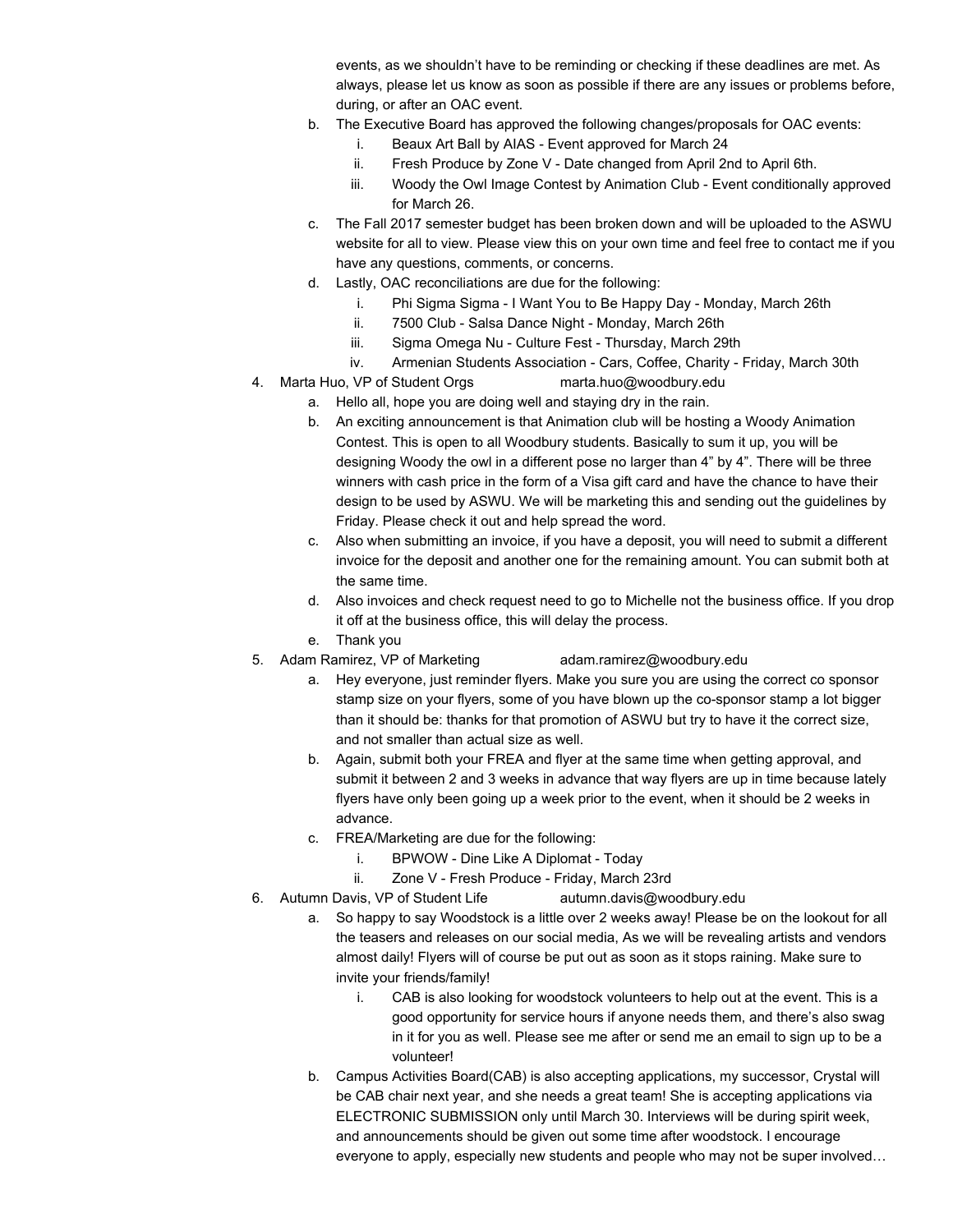events, as we shouldn't have to be reminding or checking if these deadlines are met. As always, please let us know as soon as possible if there are any issues or problems before, during, or after an OAC event.

   b. The Executive Board has approved the following changes/proposals for OAC events:
      i. Beaux Art Ball by AIAS - Event approved for March 24
      ii. Fresh Produce by Zone V - Date changed from April 2nd to April 6th.
      iii. Woody the Owl Image Contest by Animation Club - Event conditionally approved for March 26.
   c. The Fall 2017 semester budget has been broken down and will be uploaded to the ASWU website for all to view. Please view this on your own time and feel free to contact me if you have any questions, comments, or concerns.
   d. Lastly, OAC reconciliations are due for the following:
      i. Phi Sigma Sigma - I Want You to Be Happy Day - Monday, March 26th
      ii. 7500 Club - Salsa Dance Night - Monday, March 26th
      iii. Sigma Omega Nu - Culture Fest - Thursday, March 29th
      iv. Armenian Students Association - Cars, Coffee, Charity - Friday, March 30th

4. Marta Huo, VP of Student Orgs marta.huo@woodbury.edu
   a. Hello all, hope you are doing well and staying dry in the rain.
   b. An exciting announcement is that Animation club will be hosting a Woody Animation Contest. This is open to all Woodbury students. Basically to sum it up, you will be designing Woody the owl in a different pose no larger than 4" by 4". There will be three winners with cash price in the form of a Visa gift card and have the chance to have their design to be used by ASWU. We will be marketing this and sending out the guidelines by Friday. Please check it out and help spread the word.
   c. Also when submitting an invoice, if you have a deposit, you will need to submit a different invoice for the deposit and another one for the remaining amount. You can submit both at the same time.
   d. Also invoices and check request need to go to Michelle not the business office. If you drop it off at the business office, this will delay the process.
   e. Thank you

5. Adam Ramirez, VP of Marketing adam.ramirez@woodbury.edu
   a. Hey everyone, just reminder flyers. Make you sure you are using the correct co sponsor stamp size on your flyers, some of you have blown up the co-sponsor stamp a lot bigger than it should be: thanks for that promotion of ASWU but try to have it the correct size, and not smaller than actual size as well.
   b. Again, submit both your FREA and flyer at the same time when getting approval, and submit it between 2 and 3 weeks in advance that way flyers are up in time because lately flyers have only been going up a week prior to the event, when it should be 2 weeks in advance.
   c. FREA/Marketing are due for the following:
      i. BPWOW - Dine Like A Diplomat - Today
      ii. Zone V - Fresh Produce - Friday, March 23rd

6. Autumn Davis, VP of Student Life autumn.davis@woodbury.edu
   a. So happy to say Woodstock is a little over 2 weeks away! Please be on the lookout for all the teasers and releases on our social media, As we will be revealing artists and vendors almost daily! Flyers will of course be put out as soon as it stops raining. Make sure to invite your friends/family!
      i. CAB is also looking for woodstock volunteers to help out at the event. This is a good opportunity for service hours if anyone needs them, and there's also swag in it for you as well. Please see me after or send me an email to sign up to be a volunteer!
   b. Campus Activities Board(CAB) is also accepting applications, my successor, Crystal will be CAB chair next year, and she needs a great team! She is accepting applications via ELECTRONIC SUBMISSION only until March 30. Interviews will be during spirit week, and announcements should be given out some time after woodstock. I encourage everyone to apply, especially new students and people who may not be super involved…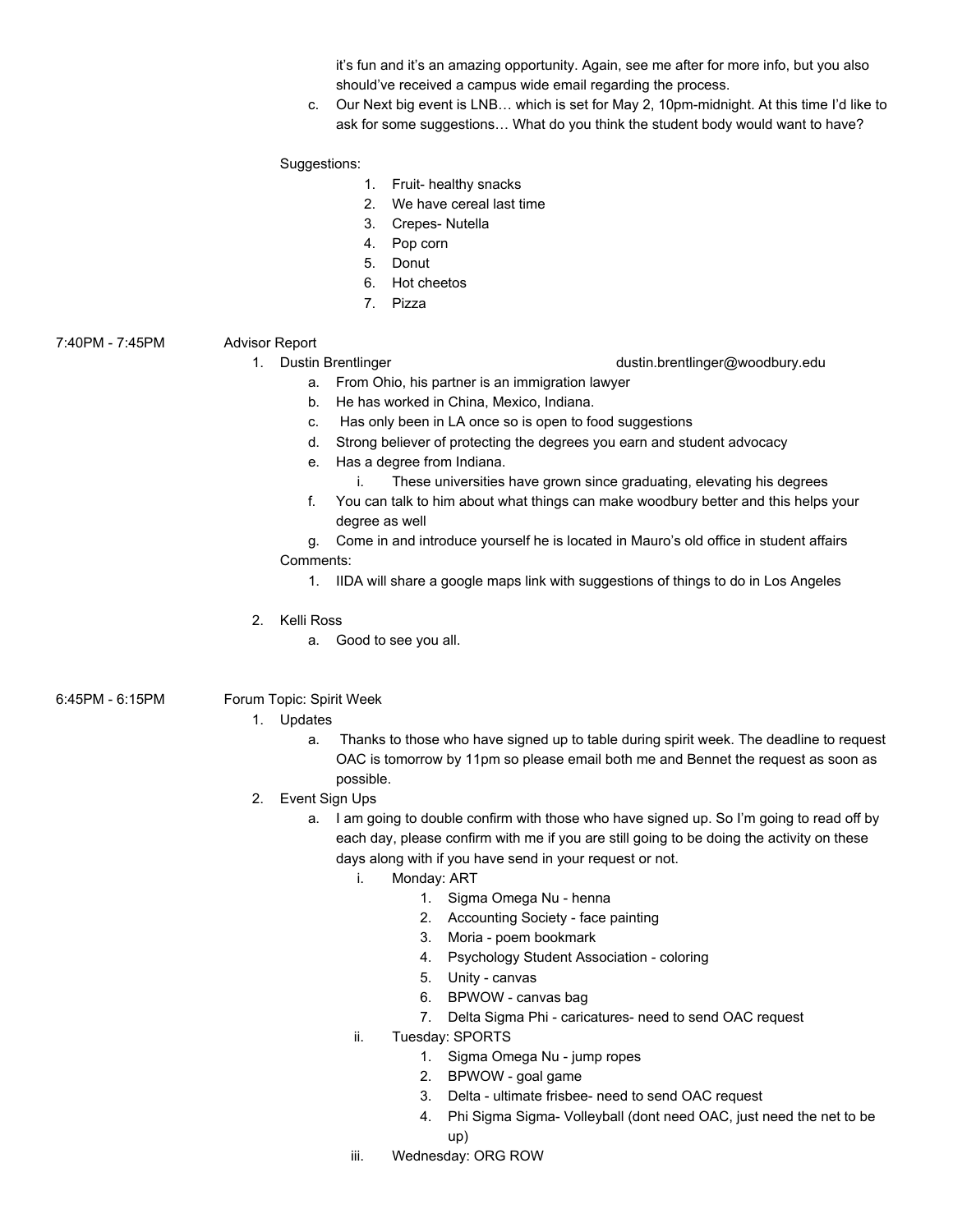it's fun and it's an amazing opportunity. Again, see me after for more info, but you also should've received a campus wide email regarding the process.

c. Our Next big event is LNB… which is set for May 2, 10pm-midnight. At this time I'd like to ask for some suggestions… What do you think the student body would want to have?

Suggestions:

1. Fruit- healthy snacks
2. We have cereal last time
3. Crepes- Nutella
4. Pop corn
5. Donut
6. Hot cheetos
7. Pizza

7:40PM - 7:45PM Advisor Report

1. Dustin Brentlinger dustin.brentlinger@woodbury.edu
   a. From Ohio, his partner is an immigration lawyer
   b. He has worked in China, Mexico, Indiana.
   c. Has only been in LA once so is open to food suggestions
   d. Strong believer of protecting the degrees you earn and student advocacy
   e. Has a degree from Indiana.
      i. These universities have grown since graduating, elevating his degrees
   f. You can talk to him about what things can make woodbury better and this helps your degree as well
   g. Come in and introduce yourself he is located in Mauro's old office in student affairs

   Comments:

   1. IIDA will share a google maps link with suggestions of things to do in Los Angeles

2. Kelli Ross
   a. Good to see you all.

6:45PM - 6:15PM Forum Topic: Spirit Week

1. Updates
   a. Thanks to those who have signed up to table during spirit week. The deadline to request OAC is tomorrow by 11pm so please email both me and Bennet the request as soon as possible.
2. Event Sign Ups
   a. I am going to double confirm with those who have signed up. So I'm going to read off by each day, please confirm with me if you are still going to be doing the activity on these days along with if you have send in your request or not.
      i. Monday: ART
         1. Sigma Omega Nu - henna
         2. Accounting Society - face painting
         3. Moria - poem bookmark
         4. Psychology Student Association - coloring
         5. Unity - canvas
         6. BPWOW - canvas bag
         7. Delta Sigma Phi - caricatures- need to send OAC request
      ii. Tuesday: SPORTS
         1. Sigma Omega Nu - jump ropes
         2. BPWOW - goal game
         3. Delta - ultimate frisbee- need to send OAC request
         4. Phi Sigma Sigma- Volleyball (dont need OAC, just need the net to be up)
      iii. Wednesday: ORG ROW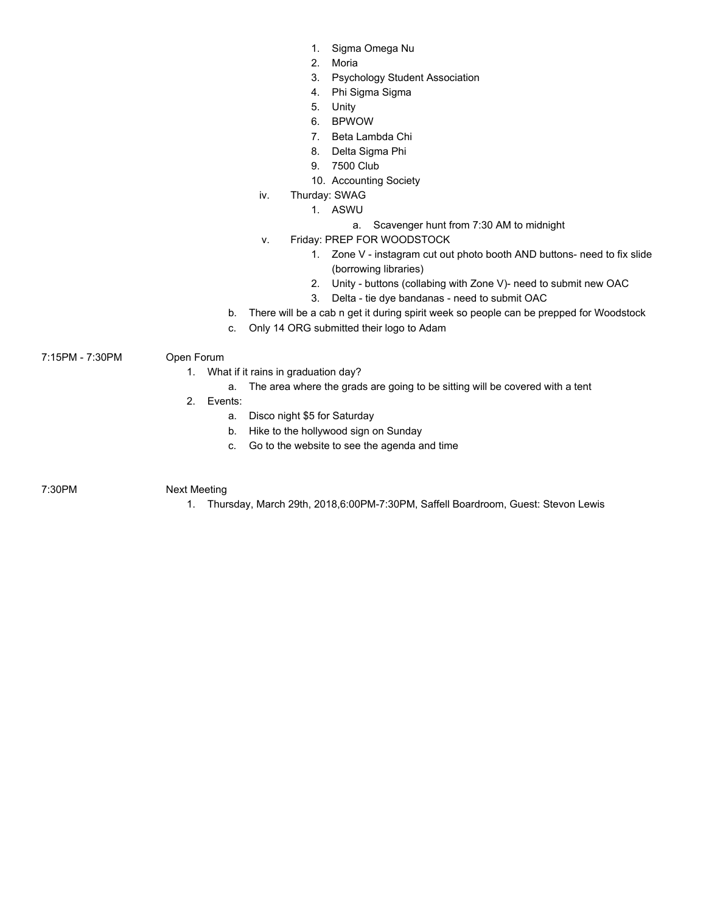1. Sigma Omega Nu
2. Moria
3. Psychology Student Association
4. Phi Sigma Sigma
5. Unity
6. BPWOW
7. Beta Lambda Chi
8. Delta Sigma Phi
9. 7500 Club
10. Accounting Society

iv. Thurday: SWAG
   1. ASWU
      a. Scavenger hunt from 7:30 AM to midnight

v. Friday: PREP FOR WOODSTOCK
   1. Zone V - instagram cut out photo booth AND buttons- need to fix slide (borrowing libraries)
   2. Unity - buttons (collabing with Zone V)- need to submit new OAC
   3. Delta - tie dye bandanas - need to submit OAC

b. There will be a cab n get it during spirit week so people can be prepped for Woodstock

c. Only 14 ORG submitted their logo to Adam

7:15PM - 7:30PM Open Forum

1. What if it rains in graduation day?
   a. The area where the grads are going to be sitting will be covered with a tent
2. Events:
   a. Disco night $5 for Saturday
   b. Hike to the hollywood sign on Sunday
   c. Go to the website to see the agenda and time

7:30PM Next Meeting

1. Thursday, March 29th, 2018,6:00PM-7:30PM, Saffell Boardroom, Guest: Stevon Lewis